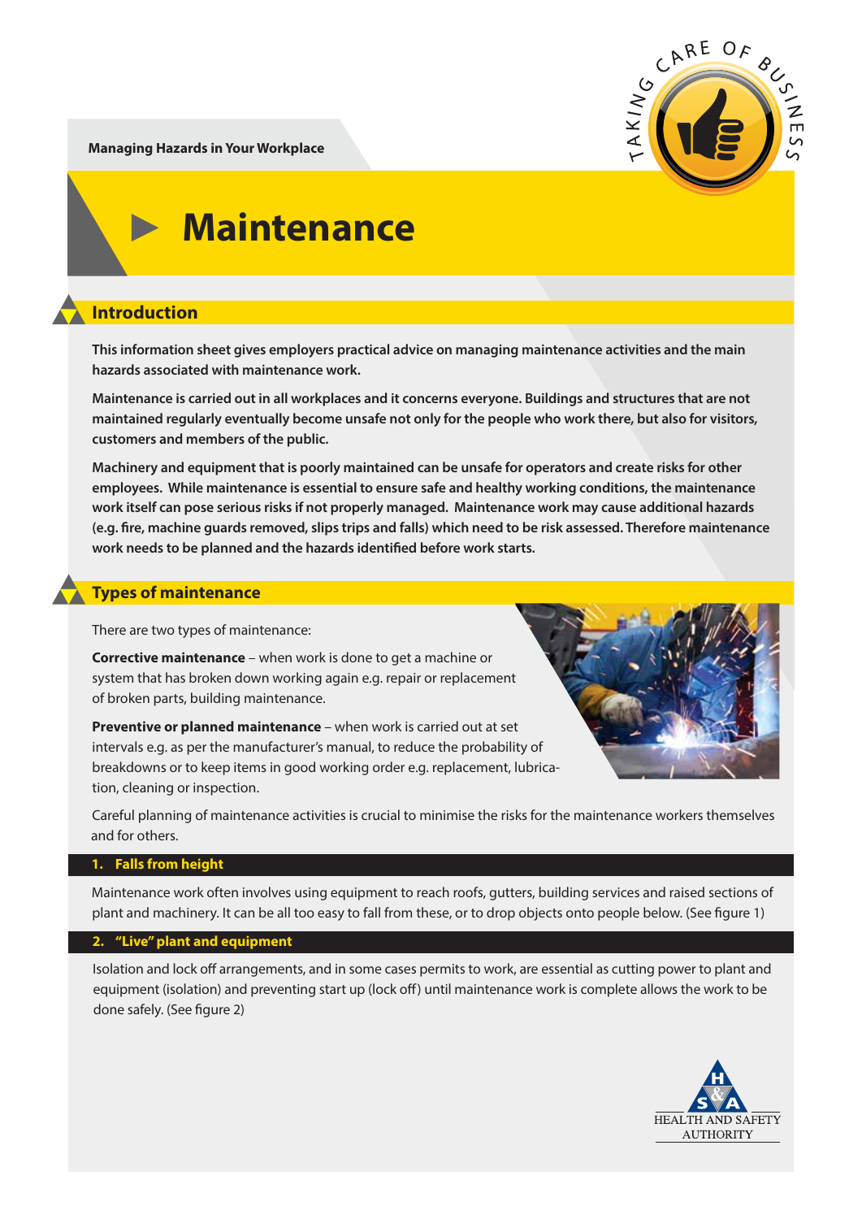Managing Hazards in Your Workplace

# Maintenance

## Introduction

**This information sheet gives employers practical advice on managing maintenance activities and the main hazards associated with maintenance work.**

**Maintenance is carried out in all workplaces and it concerns everyone. Buildings and structures that are not maintained regularly eventually become unsafe not only for the people who work there, but also for visitors, customers and members of the public.**

**Machinery and equipment that is poorly maintained can be unsafe for operators and create risks for other employees. While maintenance is essential to ensure safe and healthy working conditions, the maintenance work itself can pose serious risks if not properly managed. Maintenance work may cause additional hazards (e.g. fire, machine guards removed, slips trips and falls) which need to be risk assessed. Therefore maintenance work needs to be planned and the hazards identified before work starts.**

## Types of maintenance

There are two types of maintenance:

**Corrective maintenance** – when work is done to get a machine or system that has broken down working again e.g. repair or replacement of broken parts, building maintenance.

**Preventive or planned maintenance** – when work is carried out at set intervals e.g. as per the manufacturer's manual, to reduce the probability of breakdowns or to keep items in good working order e.g. replacement, lubrication, cleaning or inspection.

Careful planning of maintenance activities is crucial to minimise the risks for the maintenance workers themselves and for others.

### 1. Falls from height

Maintenance work often involves using equipment to reach roofs, gutters, building services and raised sections of plant and machinery. It can be all too easy to fall from these, or to drop objects onto people below. (See figure 1)

### 2. "Live" plant and equipment

Isolation and lock off arrangements, and in some cases permits to work, are essential as cutting power to plant and equipment (isolation) and preventing start up (lock off) until maintenance work is complete allows the work to be done safely. (See figure 2)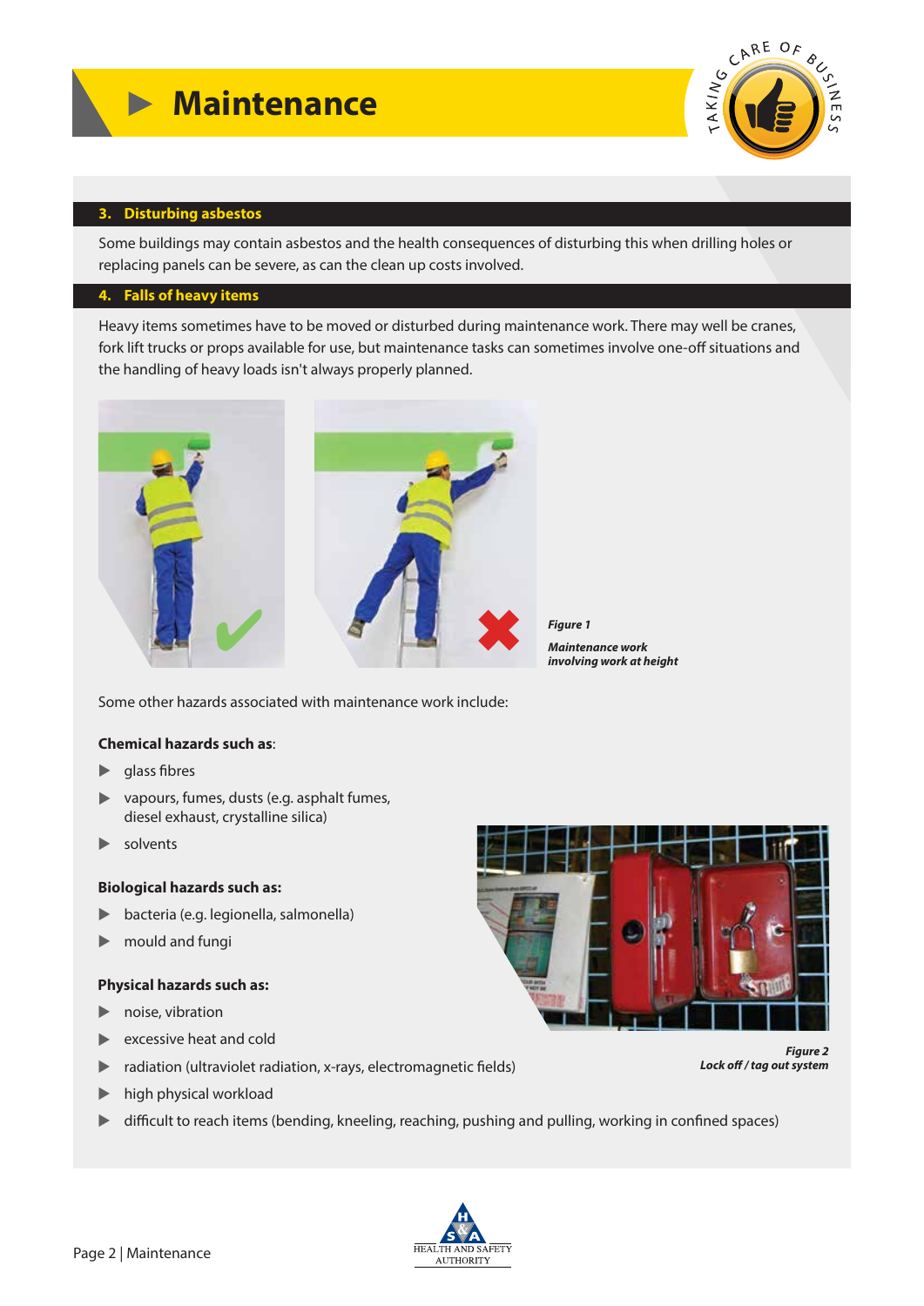# Maintenance

## 3. Disturbing asbestos

Some buildings may contain asbestos and the health consequences of disturbing this when drilling holes or replacing panels can be severe, as can the clean up costs involved.

## 4. Falls of heavy items

Heavy items sometimes have to be moved or disturbed during maintenance work. There may well be cranes, fork lift trucks or props available for use, but maintenance tasks can sometimes involve one-off situations and the handling of heavy loads isn't always properly planned.

***Figure 1***

***Maintenance work involving work at height***

Some other hazards associated with maintenance work include:

**Chemical hazards such as**:

- glass fibres
- vapours, fumes, dusts (e.g. asphalt fumes, diesel exhaust, crystalline silica)
- solvents

**Biological hazards such as:**

- bacteria (e.g. legionella, salmonella)
- mould and fungi

**Physical hazards such as:**

- noise, vibration
- excessive heat and cold
- radiation (ultraviolet radiation, x-rays, electromagnetic fields)
- high physical workload
- difficult to reach items (bending, kneeling, reaching, pushing and pulling, working in confined spaces)

***Figure 2***

***Lock off / tag out system***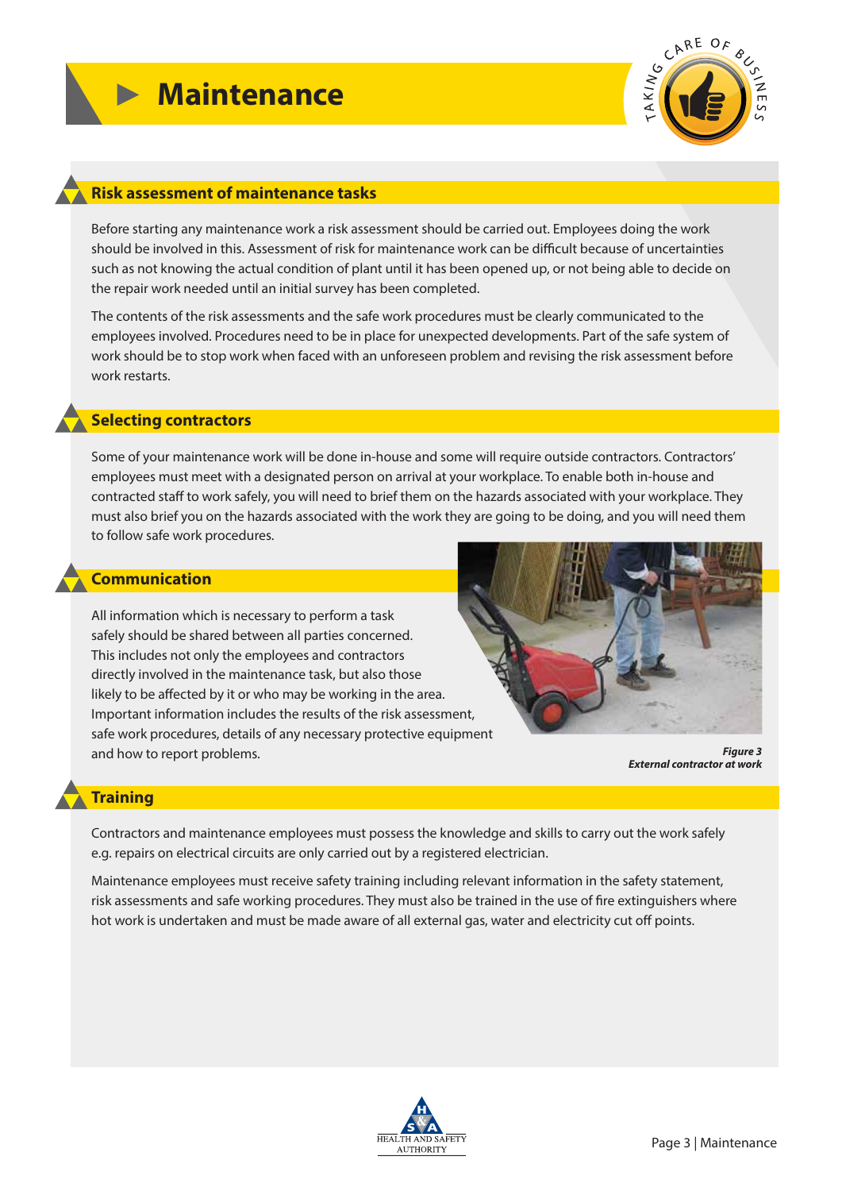# Maintenance

## Risk assessment of maintenance tasks

Before starting any maintenance work a risk assessment should be carried out. Employees doing the work should be involved in this. Assessment of risk for maintenance work can be difficult because of uncertainties such as not knowing the actual condition of plant until it has been opened up, or not being able to decide on the repair work needed until an initial survey has been completed.

The contents of the risk assessments and the safe work procedures must be clearly communicated to the employees involved. Procedures need to be in place for unexpected developments. Part of the safe system of work should be to stop work when faced with an unforeseen problem and revising the risk assessment before work restarts.

## Selecting contractors

Some of your maintenance work will be done in-house and some will require outside contractors. Contractors' employees must meet with a designated person on arrival at your workplace. To enable both in-house and contracted staff to work safely, you will need to brief them on the hazards associated with your workplace. They must also brief you on the hazards associated with the work they are going to be doing, and you will need them to follow safe work procedures.

## Communication

All information which is necessary to perform a task safely should be shared between all parties concerned. This includes not only the employees and contractors directly involved in the maintenance task, but also those likely to be affected by it or who may be working in the area. Important information includes the results of the risk assessment, safe work procedures, details of any necessary protective equipment and how to report problems.

***Figure 3***
***External contractor at work***

## Training

Contractors and maintenance employees must possess the knowledge and skills to carry out the work safely e.g. repairs on electrical circuits are only carried out by a registered electrician.

Maintenance employees must receive safety training including relevant information in the safety statement, risk assessments and safe working procedures. They must also be trained in the use of fire extinguishers where hot work is undertaken and must be made aware of all external gas, water and electricity cut off points.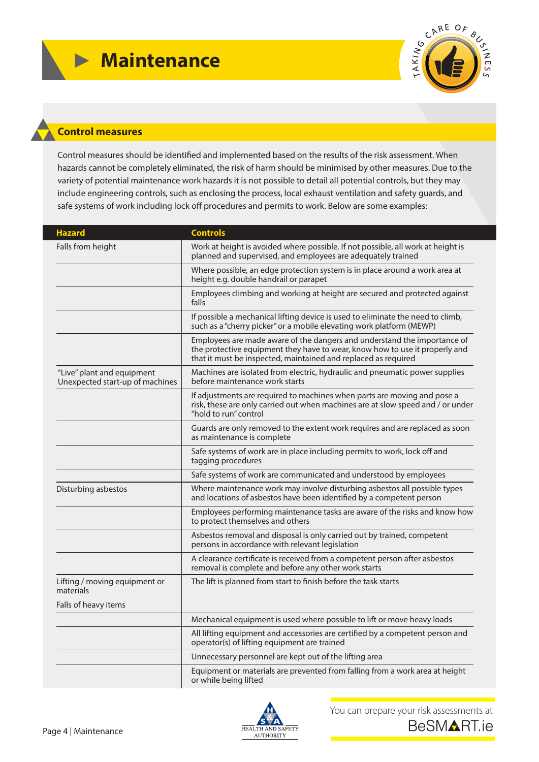# Maintenance

## Control measures

Control measures should be identified and implemented based on the results of the risk assessment. When hazards cannot be completely eliminated, the risk of harm should be minimised by other measures. Due to the variety of potential maintenance work hazards it is not possible to detail all potential controls, but they may include engineering controls, such as enclosing the process, local exhaust ventilation and safety guards, and safe systems of work including lock off procedures and permits to work. Below are some examples:

| Hazard | Controls |
|---|---|
| Falls from height | Work at height is avoided where possible. If not possible, all work at height is planned and supervised, and employees are adequately trained |
| | Where possible, an edge protection system is in place around a work area at height e.g. double handrail or parapet |
| | Employees climbing and working at height are secured and protected against falls |
| | If possible a mechanical lifting device is used to eliminate the need to climb, such as a "cherry picker" or a mobile elevating work platform (MEWP) |
| | Employees are made aware of the dangers and understand the importance of the protective equipment they have to wear, know how to use it properly and that it must be inspected, maintained and replaced as required |
| "Live" plant and equipment<br>Unexpected start-up of machines | Machines are isolated from electric, hydraulic and pneumatic power supplies before maintenance work starts |
| | If adjustments are required to machines when parts are moving and pose a risk, these are only carried out when machines are at slow speed and / or under "hold to run" control |
| | Guards are only removed to the extent work requires and are replaced as soon as maintenance is complete |
| | Safe systems of work are in place including permits to work, lock off and tagging procedures |
| | Safe systems of work are communicated and understood by employees |
| Disturbing asbestos | Where maintenance work may involve disturbing asbestos all possible types and locations of asbestos have been identified by a competent person |
| | Employees performing maintenance tasks are aware of the risks and know how to protect themselves and others |
| | Asbestos removal and disposal is only carried out by trained, competent persons in accordance with relevant legislation |
| | A clearance certificate is received from a competent person after asbestos removal is complete and before any other work starts |
| Lifting / moving equipment or materials<br><br>Falls of heavy items | The lift is planned from start to finish before the task starts |
| | Mechanical equipment is used where possible to lift or move heavy loads |
| | All lifting equipment and accessories are certified by a competent person and operator(s) of lifting equipment are trained |
| | Unnecessary personnel are kept out of the lifting area |
| | Equipment or materials are prevented from falling from a work area at height or while being lifted |

You can prepare your risk assessments at BeSMART.ie